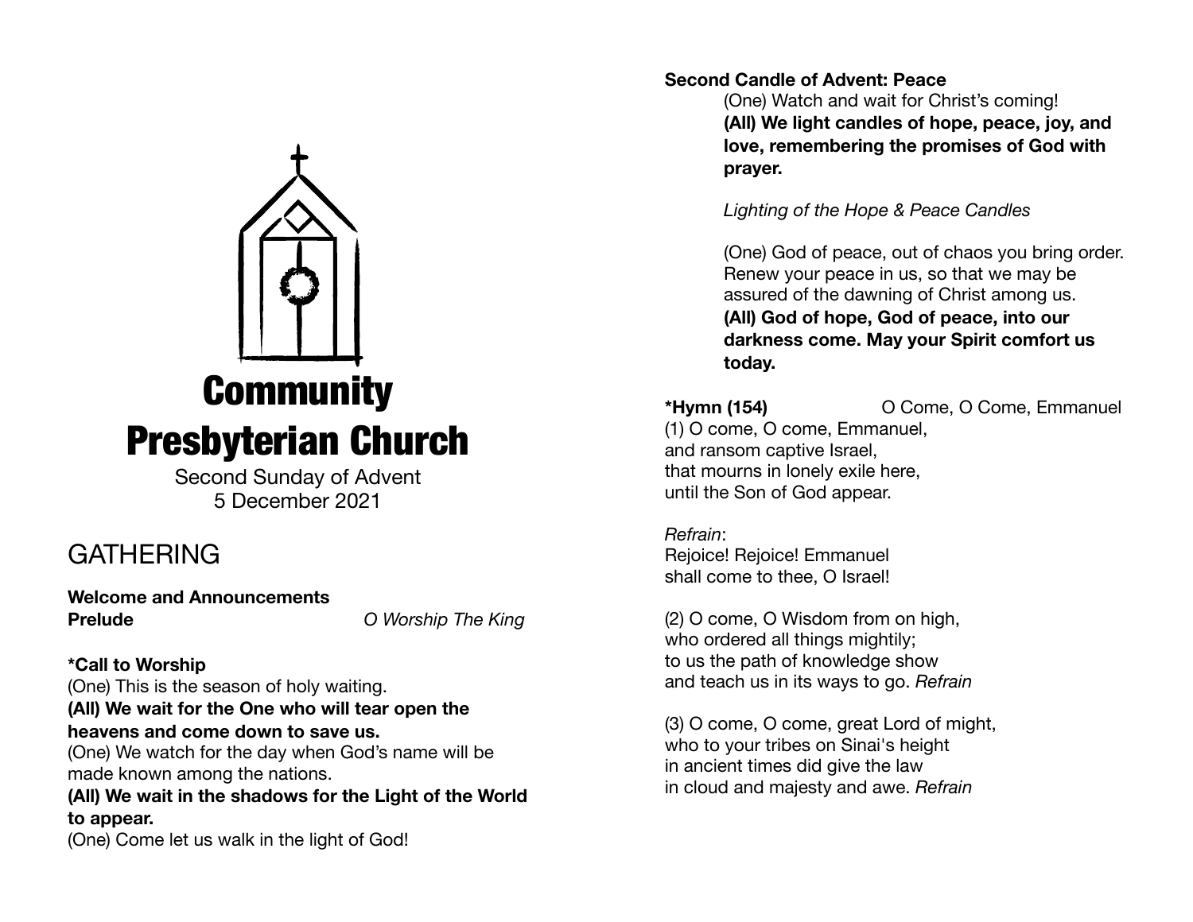# Community Presbyterian Church

Second Sunday of Advent
5 December 2021

## GATHERING

**Welcome and Announcements**

**Prelude** *O Worship The King*

**\*Call to Worship**

(One) This is the season of holy waiting.

**(All) We wait for the One who will tear open the heavens and come down to save us.**

(One) We watch for the day when God's name will be made known among the nations.

**(All) We wait in the shadows for the Light of the World to appear.**

(One) Come let us walk in the light of God!

**Second Candle of Advent: Peace**

(One) Watch and wait for Christ's coming!

**(All) We light candles of hope, peace, joy, and love, remembering the promises of God with prayer.**

*Lighting of the Hope & Peace Candles*

(One) God of peace, out of chaos you bring order. Renew your peace in us, so that we may be assured of the dawning of Christ among us.

**(All) God of hope, God of peace, into our darkness come. May your Spirit comfort us today.**

**\*Hymn (154)** O Come, O Come, Emmanuel

(1) O come, O come, Emmanuel,
and ransom captive Israel,
that mourns in lonely exile here,
until the Son of God appear.

*Refrain*:
Rejoice! Rejoice! Emmanuel
shall come to thee, O Israel!

(2) O come, O Wisdom from on high,
who ordered all things mightily;
to us the path of knowledge show
and teach us in its ways to go. *Refrain*

(3) O come, O come, great Lord of might,
who to your tribes on Sinai's height
in ancient times did give the law
in cloud and majesty and awe. *Refrain*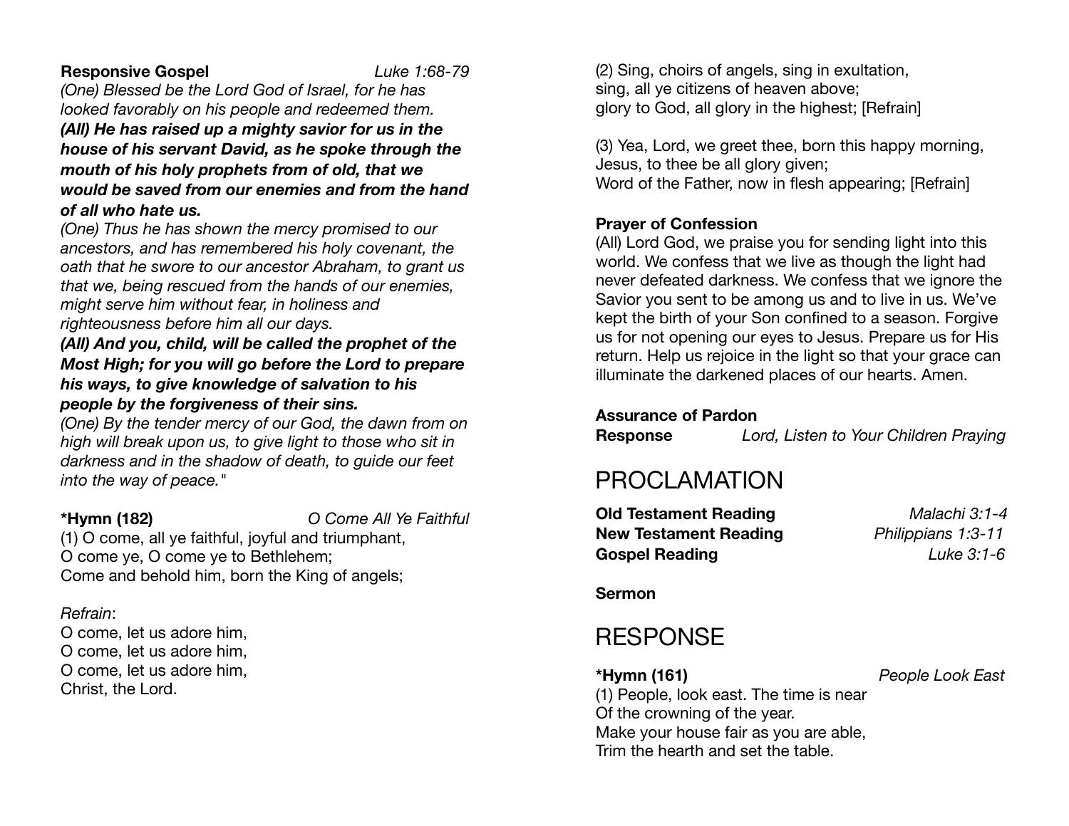**Responsive Gospel** *Luke 1:68-79*

*(One) Blessed be the Lord God of Israel, for he has looked favorably on his people and redeemed them.*

***(All) He has raised up a mighty savior for us in the house of his servant David, as he spoke through the mouth of his holy prophets from of old, that we would be saved from our enemies and from the hand of all who hate us.***

*(One) Thus he has shown the mercy promised to our ancestors, and has remembered his holy covenant, the oath that he swore to our ancestor Abraham, to grant us that we, being rescued from the hands of our enemies, might serve him without fear, in holiness and righteousness before him all our days.*

***(All) And you, child, will be called the prophet of the Most High; for you will go before the Lord to prepare his ways, to give knowledge of salvation to his people by the forgiveness of their sins.***

*(One) By the tender mercy of our God, the dawn from on high will break upon us, to give light to those who sit in darkness and in the shadow of death, to guide our feet into the way of peace."*

**\*Hymn (182)** *O Come All Ye Faithful*

(1) O come, all ye faithful, joyful and triumphant,
O come ye, O come ye to Bethlehem;
Come and behold him, born the King of angels;

*Refrain*:
O come, let us adore him,
O come, let us adore him,
O come, let us adore him,
Christ, the Lord.

(2) Sing, choirs of angels, sing in exultation,
sing, all ye citizens of heaven above;
glory to God, all glory in the highest; [Refrain]

(3) Yea, Lord, we greet thee, born this happy morning,
Jesus, to thee be all glory given;
Word of the Father, now in flesh appearing; [Refrain]

**Prayer of Confession**

(All) Lord God, we praise you for sending light into this world. We confess that we live as though the light had never defeated darkness. We confess that we ignore the Savior you sent to be among us and to live in us. We've kept the birth of your Son confined to a season. Forgive us for not opening our eyes to Jesus. Prepare us for His return. Help us rejoice in the light so that your grace can illuminate the darkened places of our hearts. Amen.

**Assurance of Pardon**

**Response** *Lord, Listen to Your Children Praying*

# PROCLAMATION

**Old Testament Reading** *Malachi 3:1-4*

**New Testament Reading** *Philippians 1:3-11*

**Gospel Reading** *Luke 3:1-6*

**Sermon**

# RESPONSE

**\*Hymn (161)** *People Look East*

(1) People, look east. The time is near
Of the crowning of the year.
Make your house fair as you are able,
Trim the hearth and set the table.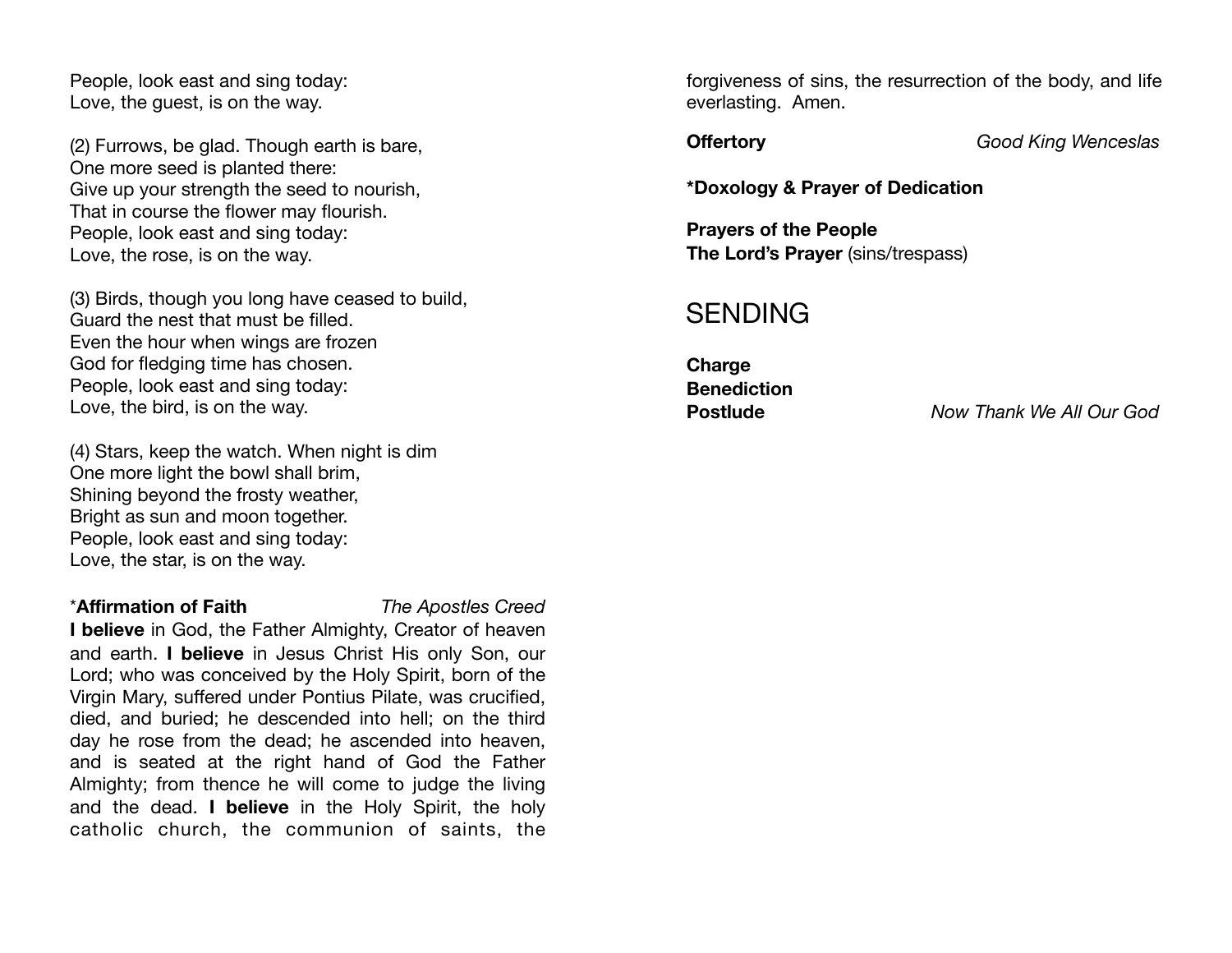People, look east and sing today:
Love, the guest, is on the way.

(2) Furrows, be glad. Though earth is bare,
One more seed is planted there:
Give up your strength the seed to nourish,
That in course the flower may flourish.
People, look east and sing today:
Love, the rose, is on the way.

(3) Birds, though you long have ceased to build,
Guard the nest that must be filled.
Even the hour when wings are frozen
God for fledging time has chosen.
People, look east and sing today:
Love, the bird, is on the way.

(4) Stars, keep the watch. When night is dim
One more light the bowl shall brim,
Shining beyond the frosty weather,
Bright as sun and moon together.
People, look east and sing today:
Love, the star, is on the way.

***Affirmation of Faith** *The Apostles Creed*

**I believe** in God, the Father Almighty, Creator of heaven and earth. **I believe** in Jesus Christ His only Son, our Lord; who was conceived by the Holy Spirit, born of the Virgin Mary, suffered under Pontius Pilate, was crucified, died, and buried; he descended into hell; on the third day he rose from the dead; he ascended into heaven, and is seated at the right hand of God the Father Almighty; from thence he will come to judge the living and the dead. **I believe** in the Holy Spirit, the holy catholic church, the communion of saints, the forgiveness of sins, the resurrection of the body, and life everlasting. Amen.

**Offertory** *Good King Wenceslas*

***Doxology & Prayer of Dedication**

**Prayers of the People**
**The Lord's Prayer** (sins/trespass)

# SENDING

**Charge**
**Benediction**
**Postlude** *Now Thank We All Our God*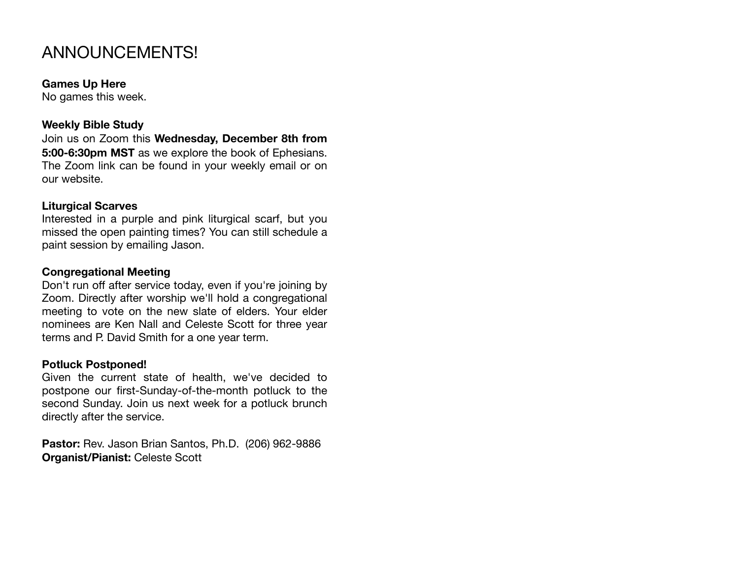# ANNOUNCEMENTS!

**Games Up Here**
No games this week.

**Weekly Bible Study**
Join us on Zoom this **Wednesday, December 8th from 5:00-6:30pm MST** as we explore the book of Ephesians. The Zoom link can be found in your weekly email or on our website.

**Liturgical Scarves**
Interested in a purple and pink liturgical scarf, but you missed the open painting times? You can still schedule a paint session by emailing Jason.

**Congregational Meeting**
Don't run off after service today, even if you're joining by Zoom. Directly after worship we'll hold a congregational meeting to vote on the new slate of elders. Your elder nominees are Ken Nall and Celeste Scott for three year terms and P. David Smith for a one year term.

**Potluck Postponed!**
Given the current state of health, we've decided to postpone our first-Sunday-of-the-month potluck to the second Sunday. Join us next week for a potluck brunch directly after the service.

**Pastor:** Rev. Jason Brian Santos, Ph.D. (206) 962-9886
**Organist/Pianist:** Celeste Scott